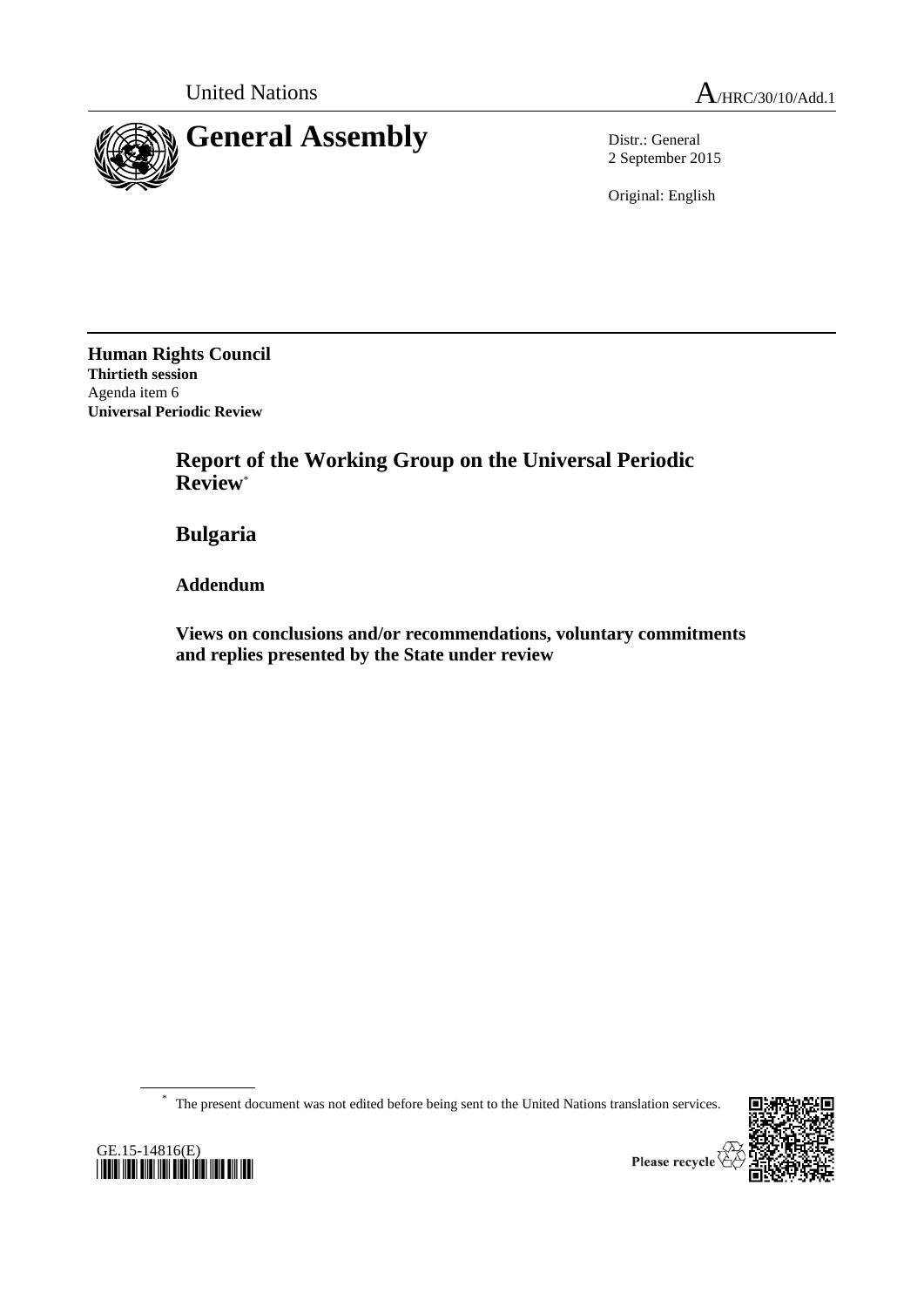United Nations A/HRC/30/10/Add.1

# General Assembly

Distr.: General
2 September 2015

Original: English

**Human Rights Council**
**Thirtieth session**
Agenda item 6
**Universal Periodic Review**

## Report of the Working Group on the Universal Periodic Review*

## Bulgaria

### Addendum

### Views on conclusions and/or recommendations, voluntary commitments and replies presented by the State under review

\* The present document was not edited before being sent to the United Nations translation services.

GE.15-14816(E)

Please recycle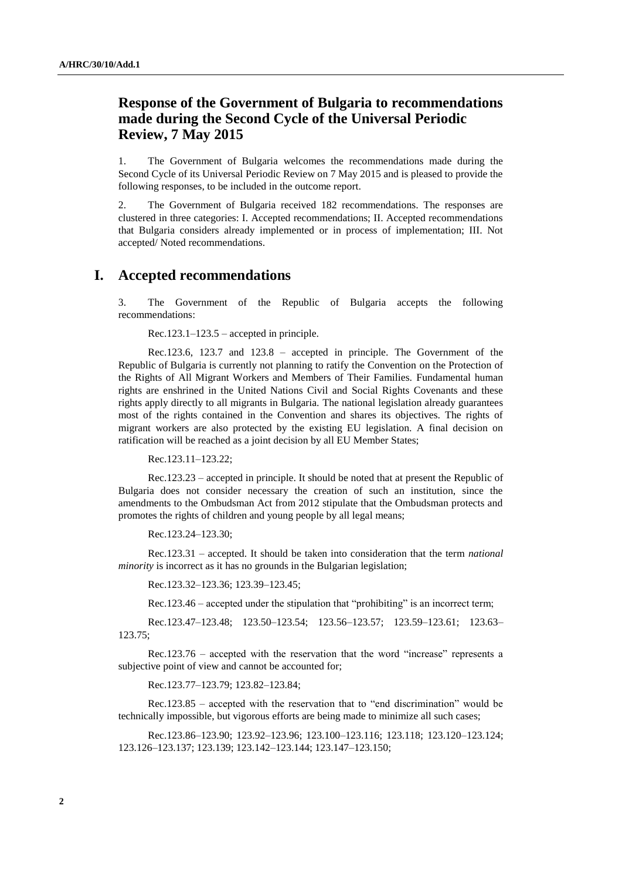## Response of the Government of Bulgaria to recommendations made during the Second Cycle of the Universal Periodic Review, 7 May 2015

1. The Government of Bulgaria welcomes the recommendations made during the Second Cycle of its Universal Periodic Review on 7 May 2015 and is pleased to provide the following responses, to be included in the outcome report.

2. The Government of Bulgaria received 182 recommendations. The responses are clustered in three categories: I. Accepted recommendations; II. Accepted recommendations that Bulgaria considers already implemented or in process of implementation; III. Not accepted/ Noted recommendations.

# I. Accepted recommendations

3. The Government of the Republic of Bulgaria accepts the following recommendations:

Rec.123.1–123.5 – accepted in principle.

Rec.123.6, 123.7 and 123.8 – accepted in principle. The Government of the Republic of Bulgaria is currently not planning to ratify the Convention on the Protection of the Rights of All Migrant Workers and Members of Their Families. Fundamental human rights are enshrined in the United Nations Civil and Social Rights Covenants and these rights apply directly to all migrants in Bulgaria. The national legislation already guarantees most of the rights contained in the Convention and shares its objectives. The rights of migrant workers are also protected by the existing EU legislation. A final decision on ratification will be reached as a joint decision by all EU Member States;

Rec.123.11–123.22;

Rec.123.23 – accepted in principle. It should be noted that at present the Republic of Bulgaria does not consider necessary the creation of such an institution, since the amendments to the Ombudsman Act from 2012 stipulate that the Ombudsman protects and promotes the rights of children and young people by all legal means;

Rec.123.24–123.30;

Rec.123.31 – accepted. It should be taken into consideration that the term *national minority* is incorrect as it has no grounds in the Bulgarian legislation;

Rec.123.32–123.36; 123.39–123.45;

Rec.123.46 – accepted under the stipulation that "prohibiting" is an incorrect term;

Rec.123.47–123.48; 123.50–123.54; 123.56–123.57; 123.59–123.61; 123.63–123.75;

Rec.123.76 – accepted with the reservation that the word "increase" represents a subjective point of view and cannot be accounted for;

Rec.123.77–123.79; 123.82–123.84;

Rec.123.85 – accepted with the reservation that to "end discrimination" would be technically impossible, but vigorous efforts are being made to minimize all such cases;

Rec.123.86–123.90; 123.92–123.96; 123.100–123.116; 123.118; 123.120–123.124; 123.126–123.137; 123.139; 123.142–123.144; 123.147–123.150;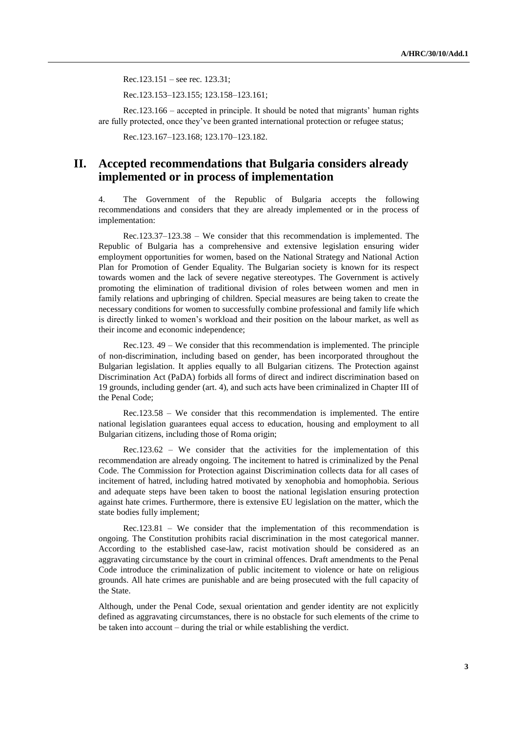Rec.123.151 – see rec. 123.31;

Rec.123.153–123.155; 123.158–123.161;

Rec.123.166 – accepted in principle. It should be noted that migrants' human rights are fully protected, once they've been granted international protection or refugee status;

Rec.123.167–123.168; 123.170–123.182.

## II. Accepted recommendations that Bulgaria considers already implemented or in process of implementation

4. The Government of the Republic of Bulgaria accepts the following recommendations and considers that they are already implemented or in the process of implementation:

Rec.123.37–123.38 – We consider that this recommendation is implemented. The Republic of Bulgaria has a comprehensive and extensive legislation ensuring wider employment opportunities for women, based on the National Strategy and National Action Plan for Promotion of Gender Equality. The Bulgarian society is known for its respect towards women and the lack of severe negative stereotypes. The Government is actively promoting the elimination of traditional division of roles between women and men in family relations and upbringing of children. Special measures are being taken to create the necessary conditions for women to successfully combine professional and family life which is directly linked to women's workload and their position on the labour market, as well as their income and economic independence;

Rec.123. 49 – We consider that this recommendation is implemented. The principle of non-discrimination, including based on gender, has been incorporated throughout the Bulgarian legislation. It applies equally to all Bulgarian citizens. The Protection against Discrimination Act (PaDA) forbids all forms of direct and indirect discrimination based on 19 grounds, including gender (art. 4), and such acts have been criminalized in Chapter III of the Penal Code;

Rec.123.58 – We consider that this recommendation is implemented. The entire national legislation guarantees equal access to education, housing and employment to all Bulgarian citizens, including those of Roma origin;

Rec.123.62 – We consider that the activities for the implementation of this recommendation are already ongoing. The incitement to hatred is criminalized by the Penal Code. The Commission for Protection against Discrimination collects data for all cases of incitement of hatred, including hatred motivated by xenophobia and homophobia. Serious and adequate steps have been taken to boost the national legislation ensuring protection against hate crimes. Furthermore, there is extensive EU legislation on the matter, which the state bodies fully implement;

Rec.123.81 – We consider that the implementation of this recommendation is ongoing. The Constitution prohibits racial discrimination in the most categorical manner. According to the established case-law, racist motivation should be considered as an aggravating circumstance by the court in criminal offences. Draft amendments to the Penal Code introduce the criminalization of public incitement to violence or hate on religious grounds. All hate crimes are punishable and are being prosecuted with the full capacity of the State.

Although, under the Penal Code, sexual orientation and gender identity are not explicitly defined as aggravating circumstances, there is no obstacle for such elements of the crime to be taken into account – during the trial or while establishing the verdict.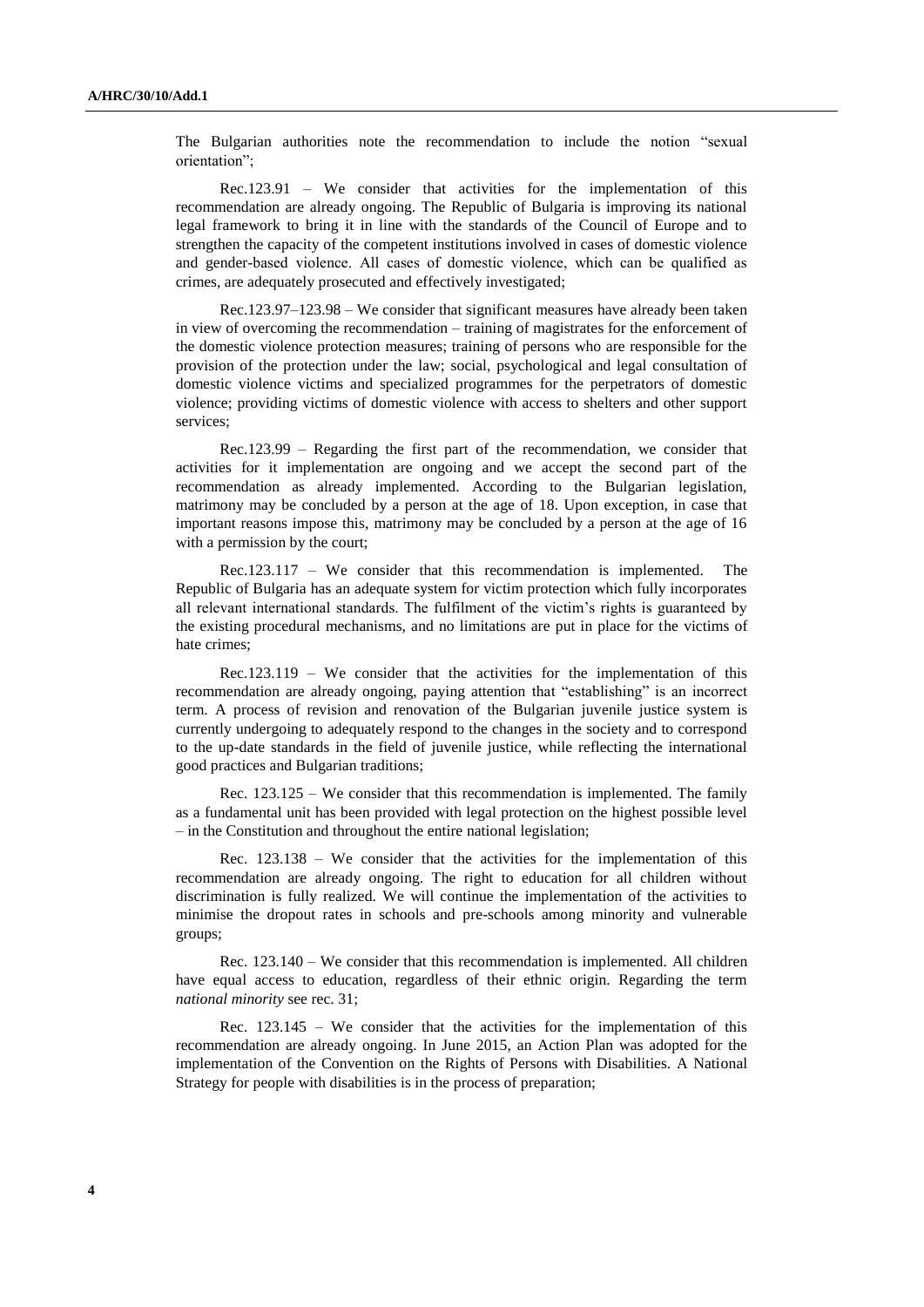The Bulgarian authorities note the recommendation to include the notion "sexual orientation";

Rec.123.91 – We consider that activities for the implementation of this recommendation are already ongoing. The Republic of Bulgaria is improving its national legal framework to bring it in line with the standards of the Council of Europe and to strengthen the capacity of the competent institutions involved in cases of domestic violence and gender-based violence. All cases of domestic violence, which can be qualified as crimes, are adequately prosecuted and effectively investigated;

Rec.123.97–123.98 – We consider that significant measures have already been taken in view of overcoming the recommendation – training of magistrates for the enforcement of the domestic violence protection measures; training of persons who are responsible for the provision of the protection under the law; social, psychological and legal consultation of domestic violence victims and specialized programmes for the perpetrators of domestic violence; providing victims of domestic violence with access to shelters and other support services;

Rec.123.99 – Regarding the first part of the recommendation, we consider that activities for it implementation are ongoing and we accept the second part of the recommendation as already implemented. According to the Bulgarian legislation, matrimony may be concluded by a person at the age of 18. Upon exception, in case that important reasons impose this, matrimony may be concluded by a person at the age of 16 with a permission by the court;

Rec.123.117 – We consider that this recommendation is implemented. The Republic of Bulgaria has an adequate system for victim protection which fully incorporates all relevant international standards. The fulfilment of the victim's rights is guaranteed by the existing procedural mechanisms, and no limitations are put in place for the victims of hate crimes;

Rec.123.119 – We consider that the activities for the implementation of this recommendation are already ongoing, paying attention that "establishing" is an incorrect term. A process of revision and renovation of the Bulgarian juvenile justice system is currently undergoing to adequately respond to the changes in the society and to correspond to the up-date standards in the field of juvenile justice, while reflecting the international good practices and Bulgarian traditions;

Rec. 123.125 – We consider that this recommendation is implemented. The family as a fundamental unit has been provided with legal protection on the highest possible level – in the Constitution and throughout the entire national legislation;

Rec. 123.138 – We consider that the activities for the implementation of this recommendation are already ongoing. The right to education for all children without discrimination is fully realized. We will continue the implementation of the activities to minimise the dropout rates in schools and pre-schools among minority and vulnerable groups;

Rec. 123.140 – We consider that this recommendation is implemented. All children have equal access to education, regardless of their ethnic origin. Regarding the term *national minority* see rec. 31;

Rec. 123.145 – We consider that the activities for the implementation of this recommendation are already ongoing. In June 2015, an Action Plan was adopted for the implementation of the Convention on the Rights of Persons with Disabilities. A National Strategy for people with disabilities is in the process of preparation;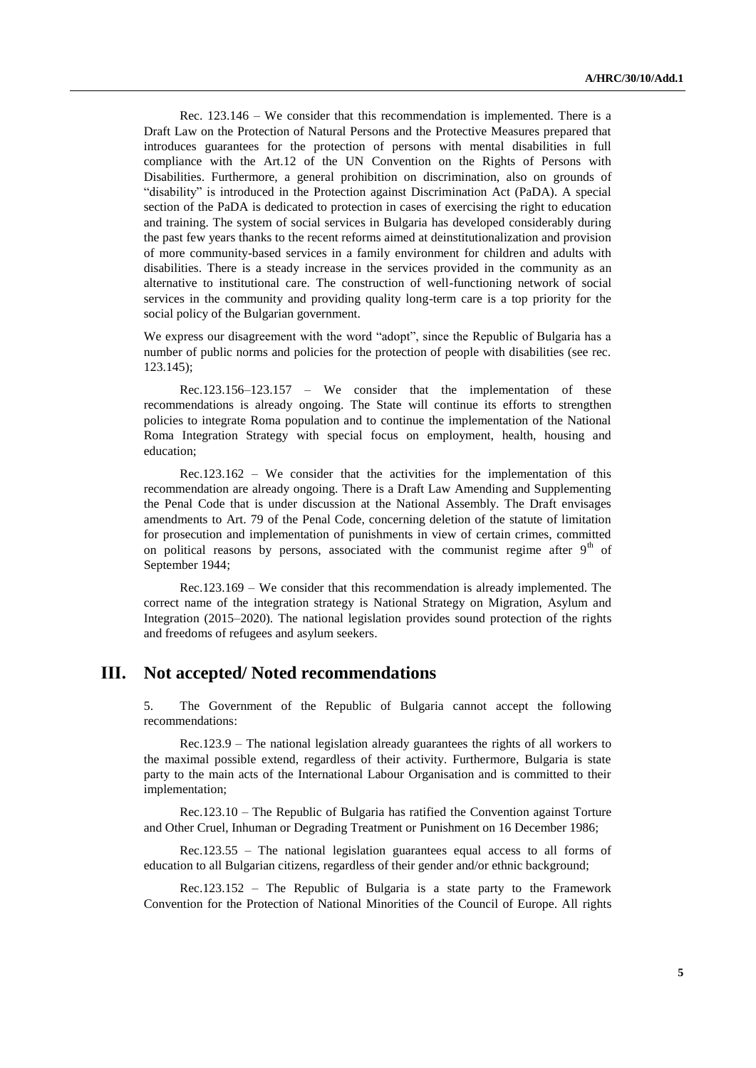Rec. 123.146 – We consider that this recommendation is implemented. There is a Draft Law on the Protection of Natural Persons and the Protective Measures prepared that introduces guarantees for the protection of persons with mental disabilities in full compliance with the Art.12 of the UN Convention on the Rights of Persons with Disabilities. Furthermore, a general prohibition on discrimination, also on grounds of "disability" is introduced in the Protection against Discrimination Act (PaDA). A special section of the PaDA is dedicated to protection in cases of exercising the right to education and training. The system of social services in Bulgaria has developed considerably during the past few years thanks to the recent reforms aimed at deinstitutionalization and provision of more community-based services in a family environment for children and adults with disabilities. There is a steady increase in the services provided in the community as an alternative to institutional care. The construction of well-functioning network of social services in the community and providing quality long-term care is a top priority for the social policy of the Bulgarian government.

We express our disagreement with the word "adopt", since the Republic of Bulgaria has a number of public norms and policies for the protection of people with disabilities (see rec. 123.145);

Rec.123.156–123.157 – We consider that the implementation of these recommendations is already ongoing. The State will continue its efforts to strengthen policies to integrate Roma population and to continue the implementation of the National Roma Integration Strategy with special focus on employment, health, housing and education;

Rec.123.162 – We consider that the activities for the implementation of this recommendation are already ongoing. There is a Draft Law Amending and Supplementing the Penal Code that is under discussion at the National Assembly. The Draft envisages amendments to Art. 79 of the Penal Code, concerning deletion of the statute of limitation for prosecution and implementation of punishments in view of certain crimes, committed on political reasons by persons, associated with the communist regime after 9th of September 1944;

Rec.123.169 – We consider that this recommendation is already implemented. The correct name of the integration strategy is National Strategy on Migration, Asylum and Integration (2015–2020). The national legislation provides sound protection of the rights and freedoms of refugees and asylum seekers.

## III. Not accepted/ Noted recommendations

5. The Government of the Republic of Bulgaria cannot accept the following recommendations:

Rec.123.9 – The national legislation already guarantees the rights of all workers to the maximal possible extend, regardless of their activity. Furthermore, Bulgaria is state party to the main acts of the International Labour Organisation and is committed to their implementation;

Rec.123.10 – The Republic of Bulgaria has ratified the Convention against Torture and Other Cruel, Inhuman or Degrading Treatment or Punishment on 16 December 1986;

Rec.123.55 – The national legislation guarantees equal access to all forms of education to all Bulgarian citizens, regardless of their gender and/or ethnic background;

Rec.123.152 – The Republic of Bulgaria is a state party to the Framework Convention for the Protection of National Minorities of the Council of Europe. All rights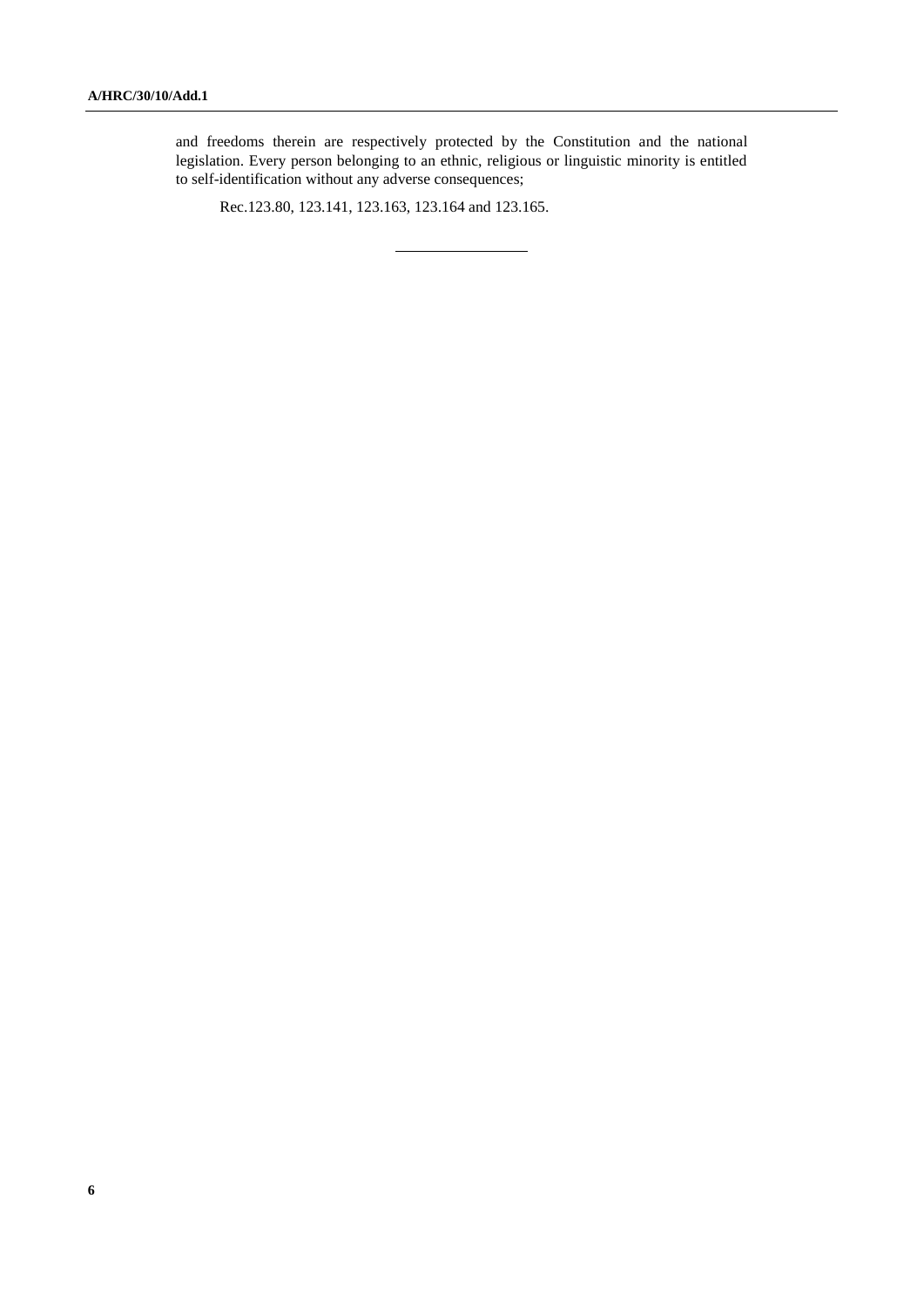and freedoms therein are respectively protected by the Constitution and the national legislation. Every person belonging to an ethnic, religious or linguistic minority is entitled to self-identification without any adverse consequences;

Rec.123.80, 123.141, 123.163, 123.164 and 123.165.